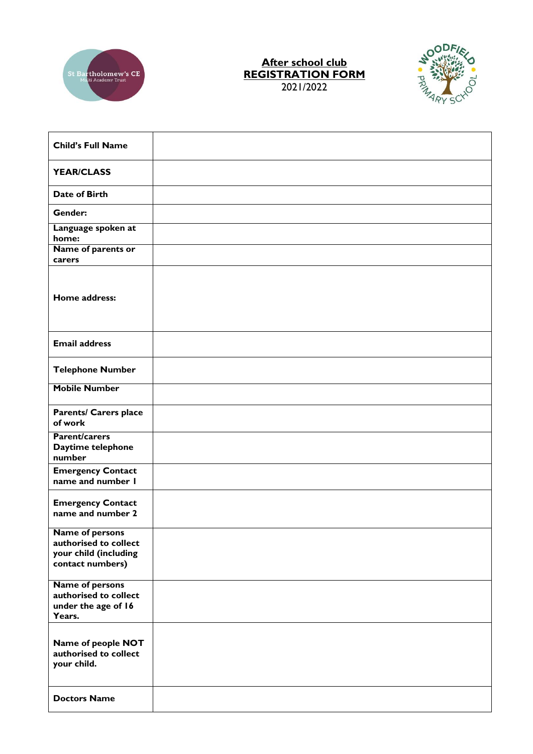St Bartholomew's CE Multi Academy Trust

WOODFIELD PRIMARY SCHOOL

# After school club REGISTRATION FORM

2021/2022

| | |
|---|---|
| **Child's Full Name** | |
| **YEAR/CLASS** | |
| **Date of Birth** | |
| **Gender:** | |
| **Language spoken at home:** | |
| **Name of parents or carers** | |
| **Home address:** | |
| **Email address** | |
| **Telephone Number** | |
| **Mobile Number** | |
| **Parents/ Carers place of work** | |
| **Parent/carers Daytime telephone number** | |
| **Emergency Contact name and number 1** | |
| **Emergency Contact name and number 2** | |
| **Name of persons authorised to collect your child (including contact numbers)** | |
| **Name of persons authorised to collect under the age of 16 Years.** | |
| **Name of people NOT authorised to collect your child.** | |
| **Doctors Name** | |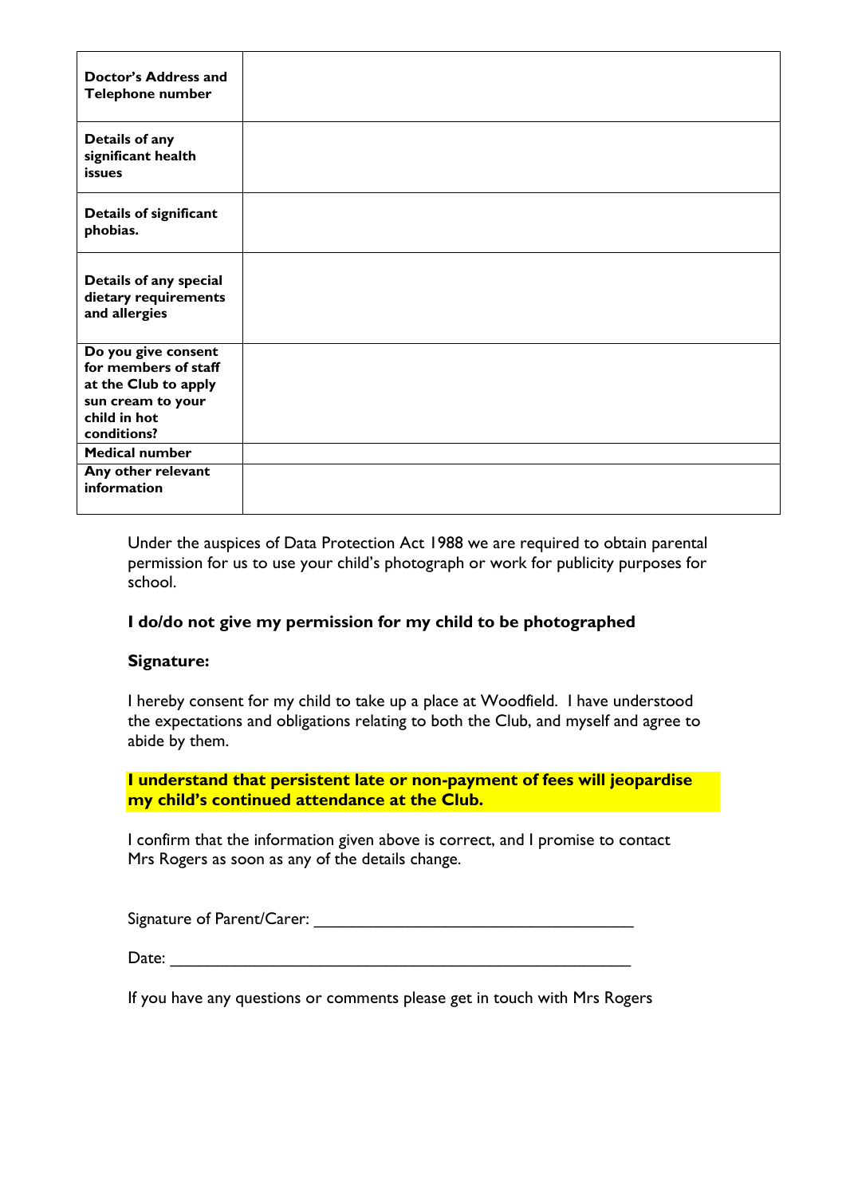| | |
|---|---|
| **Doctor's Address and Telephone number** | |
| **Details of any significant health issues** | |
| **Details of significant phobias.** | |
| **Details of any special dietary requirements and allergies** | |
| **Do you give consent for members of staff at the Club to apply sun cream to your child in hot conditions?** | |
| **Medical number** | |
| **Any other relevant information** | |

Under the auspices of Data Protection Act 1988 we are required to obtain parental permission for us to use your child's photograph or work for publicity purposes for school.

**I do/do not give my permission for my child to be photographed**

**Signature:**

I hereby consent for my child to take up a place at Woodfield. I have understood the expectations and obligations relating to both the Club, and myself and agree to abide by them.

**I understand that persistent late or non-payment of fees will jeopardise my child's continued attendance at the Club.**

I confirm that the information given above is correct, and I promise to contact Mrs Rogers as soon as any of the details change.

Signature of Parent/Carer: ___________________________________

Date: ___________________________________________________

If you have any questions or comments please get in touch with Mrs Rogers